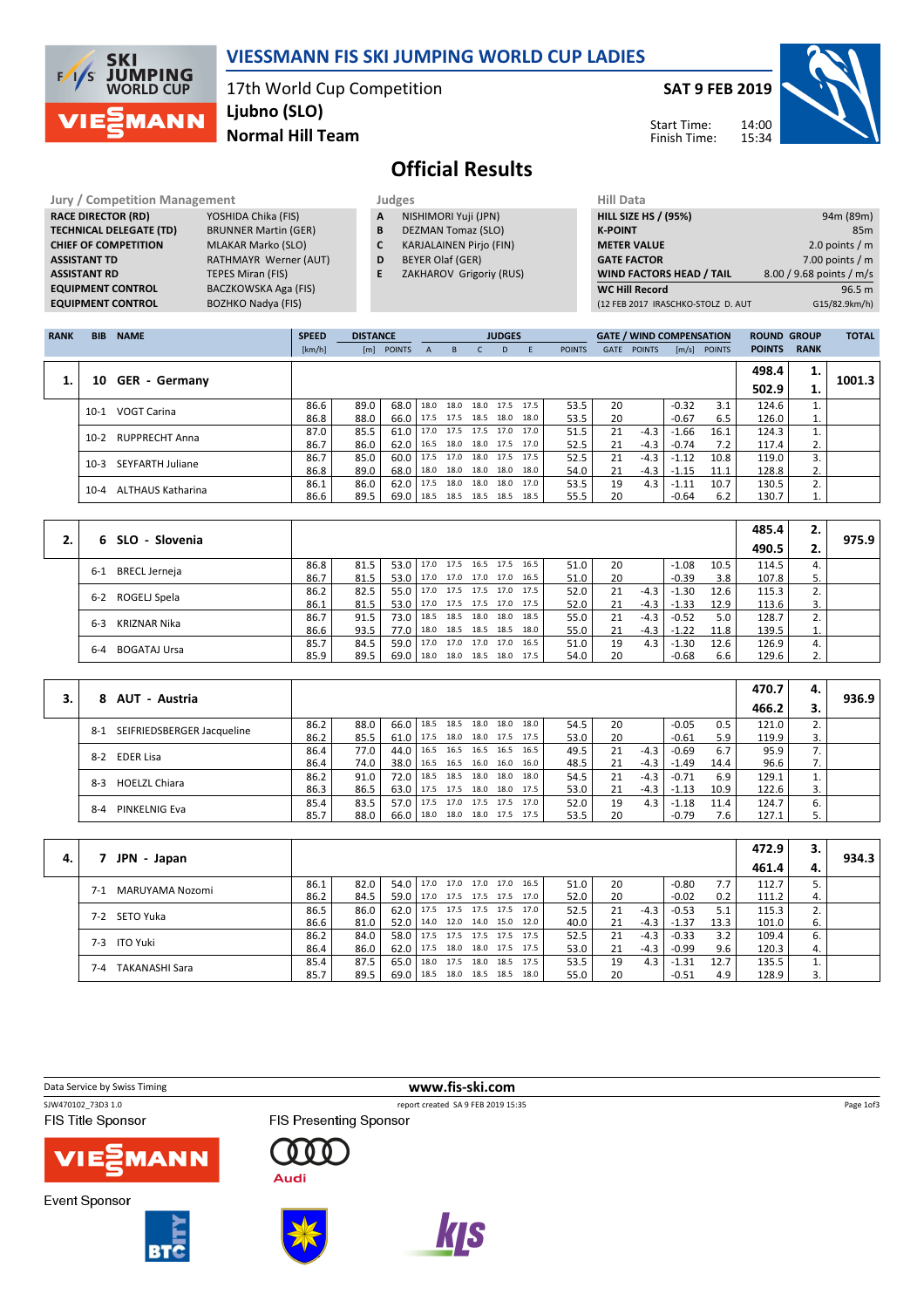# VIESSMANN FIS SKI JUMPING WORLD CUP LADIES

17th World Cup Competition
**Ljubno (SLO)**
**Normal Hill Team**

**SAT 9 FEB 2019**

Start Time: 14:00
Finish Time: 15:34

## Official Results

| Jury / Competition Management | |
|---|---|
| RACE DIRECTOR (RD) | YOSHIDA Chika (FIS) |
| TECHNICAL DELEGATE (TD) | BRUNNER Martin (GER) |
| CHIEF OF COMPETITION | MLAKAR Marko (SLO) |
| ASSISTANT TD | RATHMAYR Werner (AUT) |
| ASSISTANT RD | TEPES Miran (FIS) |
| EQUIPMENT CONTROL | BACZKOWSKA Aga (FIS) |
| EQUIPMENT CONTROL | BOZHKO Nadya (FIS) |

| Judges | |
|---|---|
| A | NISHIMORI Yuji (JPN) |
| B | DEZMAN Tomaz (SLO) |
| C | KARJALAINEN Pirjo (FIN) |
| D | BEYER Olaf (GER) |
| E | ZAKHAROV Grigoriy (RUS) |

| Hill Data | |
|---|---|
| HILL SIZE HS / (95%) | 94m (89m) |
| K-POINT | 85m |
| METER VALUE | 2.0 points / m |
| GATE FACTOR | 7.00 points / m |
| WIND FACTORS HEAD / TAIL | 8.00 / 9.68 points / m/s |
| WC Hill Record | 96.5 m |
| (12 FEB 2017 IRASCHKO-STOLZ D. AUT | G15/82.9km/h) |

| RANK | BIB | NAME | SPEED [km/h] | DISTANCE [m] | DISTANCE POINTS | A | B | C | D | E | JUDGES POINTS | GATE | GATE POINTS | WIND [m/s] | WIND POINTS | ROUND POINTS | GROUP RANK | TOTAL |
|---|---|---|---|---|---|---|---|---|---|---|---|---|---|---|---|---|---|---|
| 1. | 10 | GER - Germany | | | | | | | | | | | | | | 498.4 | 1. | 1001.3 |
| | | | | | | | | | | | | | | | | 502.9 | 1. | |
| | 10-1 | VOGT Carina | 86.6 | 89.0 | 68.0 | 18.0 | 18.0 | 18.0 | 17.5 | 17.5 | 53.5 | 20 | | -0.32 | 3.1 | 124.6 | 1. | |
| | | | 86.8 | 88.0 | 66.0 | 17.5 | 17.5 | 18.5 | 18.0 | 18.0 | 53.5 | 20 | | -0.67 | 6.5 | 126.0 | 1. | |
| | 10-2 | RUPPRECHT Anna | 87.0 | 85.5 | 61.0 | 17.0 | 17.5 | 17.5 | 17.0 | 17.0 | 51.5 | 21 | -4.3 | -1.66 | 16.1 | 124.3 | 1. | |
| | | | 86.7 | 86.0 | 62.0 | 16.5 | 18.0 | 18.0 | 17.5 | 17.0 | 52.5 | 21 | -4.3 | -0.74 | 7.2 | 117.4 | 2. | |
| | 10-3 | SEYFARTH Juliane | 86.7 | 85.0 | 60.0 | 17.5 | 17.0 | 18.0 | 17.5 | 17.5 | 52.5 | 21 | -4.3 | -1.12 | 10.8 | 119.0 | 3. | |
| | | | 86.8 | 89.0 | 68.0 | 18.0 | 18.0 | 18.0 | 18.0 | 18.0 | 54.0 | 21 | -4.3 | -1.15 | 11.1 | 128.8 | 2. | |
| | 10-4 | ALTHAUS Katharina | 86.1 | 86.0 | 62.0 | 17.5 | 18.0 | 18.0 | 18.0 | 17.0 | 53.5 | 19 | 4.3 | -1.11 | 10.7 | 130.5 | 2. | |
| | | | 86.6 | 89.5 | 69.0 | 18.5 | 18.5 | 18.5 | 18.5 | 18.5 | 55.5 | 20 | | -0.64 | 6.2 | 130.7 | 1. | |
| 2. | 6 | SLO - Slovenia | | | | | | | | | | | | | | 485.4 | 2. | 975.9 |
| | | | | | | | | | | | | | | | | 490.5 | 2. | |
| | 6-1 | BRECL Jerneja | 86.8 | 81.5 | 53.0 | 17.0 | 17.5 | 16.5 | 17.5 | 16.5 | 51.0 | 20 | | -1.08 | 10.5 | 114.5 | 4. | |
| | | | 86.7 | 81.5 | 53.0 | 17.0 | 17.0 | 17.0 | 17.0 | 16.5 | 51.0 | 20 | | -0.39 | 3.8 | 107.8 | 5. | |
| | 6-2 | ROGELJ Spela | 86.2 | 82.5 | 55.0 | 17.0 | 17.5 | 17.5 | 17.0 | 17.5 | 52.0 | 21 | -4.3 | -1.30 | 12.6 | 115.3 | 2. | |
| | | | 86.1 | 81.5 | 53.0 | 17.0 | 17.5 | 17.5 | 17.0 | 17.5 | 52.0 | 21 | -4.3 | -1.33 | 12.9 | 113.6 | 3. | |
| | 6-3 | KRIZNAR Nika | 86.7 | 91.5 | 73.0 | 18.5 | 18.5 | 18.0 | 18.0 | 18.5 | 55.0 | 21 | -4.3 | -0.52 | 5.0 | 128.7 | 2. | |
| | | | 86.6 | 93.5 | 77.0 | 18.0 | 18.5 | 18.5 | 18.5 | 18.0 | 55.0 | 21 | -4.3 | -1.22 | 11.8 | 139.5 | 1. | |
| | 6-4 | BOGATAJ Ursa | 85.7 | 84.5 | 59.0 | 17.0 | 17.0 | 17.0 | 17.0 | 16.5 | 51.0 | 19 | 4.3 | -1.30 | 12.6 | 126.9 | 4. | |
| | | | 85.9 | 89.5 | 69.0 | 18.0 | 18.0 | 18.5 | 18.0 | 17.5 | 54.0 | 20 | | -0.68 | 6.6 | 129.6 | 2. | |
| 3. | 8 | AUT - Austria | | | | | | | | | | | | | | 470.7 | 4. | 936.9 |
| | | | | | | | | | | | | | | | | 466.2 | 3. | |
| | 8-1 | SEIFRIEDSBERGER Jacqueline | 86.2 | 88.0 | 66.0 | 18.5 | 18.5 | 18.0 | 18.0 | 18.0 | 54.5 | 20 | | -0.05 | 0.5 | 121.0 | 2. | |
| | | | 86.2 | 85.5 | 61.0 | 17.5 | 18.0 | 18.0 | 17.5 | 17.5 | 53.0 | 20 | | -0.61 | 5.9 | 119.9 | 3. | |
| | 8-2 | EDER Lisa | 86.4 | 77.0 | 44.0 | 16.5 | 16.5 | 16.5 | 16.5 | 16.5 | 49.5 | 21 | -4.3 | -0.69 | 6.7 | 95.9 | 7. | |
| | | | 86.4 | 74.0 | 38.0 | 16.5 | 16.5 | 16.0 | 16.0 | 16.0 | 48.5 | 21 | -4.3 | -1.49 | 14.4 | 96.6 | 7. | |
| | 8-3 | HOELZL Chiara | 86.2 | 91.0 | 72.0 | 18.5 | 18.5 | 18.0 | 18.0 | 18.0 | 54.5 | 21 | -4.3 | -0.71 | 6.9 | 129.1 | 1. | |
| | | | 86.3 | 86.5 | 63.0 | 17.5 | 17.5 | 18.0 | 18.0 | 17.5 | 53.0 | 21 | -4.3 | -1.13 | 10.9 | 122.6 | 3. | |
| | 8-4 | PINKELNIG Eva | 85.4 | 83.5 | 57.0 | 17.5 | 17.0 | 17.5 | 17.5 | 17.0 | 52.0 | 19 | 4.3 | -1.18 | 11.4 | 124.7 | 6. | |
| | | | 85.7 | 88.0 | 66.0 | 18.0 | 18.0 | 18.0 | 17.5 | 17.5 | 53.5 | 20 | | -0.79 | 7.6 | 127.1 | 5. | |
| 4. | 7 | JPN - Japan | | | | | | | | | | | | | | 472.9 | 3. | 934.3 |
| | | | | | | | | | | | | | | | | 461.4 | 4. | |
| | 7-1 | MARUYAMA Nozomi | 86.1 | 82.0 | 54.0 | 17.0 | 17.0 | 17.0 | 17.0 | 16.5 | 51.0 | 20 | | -0.80 | 7.7 | 112.7 | 5. | |
| | | | 86.2 | 84.5 | 59.0 | 17.0 | 17.5 | 17.5 | 17.5 | 17.0 | 52.0 | 20 | | -0.02 | 0.2 | 111.2 | 4. | |
| | 7-2 | SETO Yuka | 86.5 | 86.0 | 62.0 | 17.5 | 17.5 | 17.5 | 17.5 | 17.0 | 52.5 | 21 | -4.3 | -0.53 | 5.1 | 115.3 | 2. | |
| | | | 86.6 | 81.0 | 52.0 | 14.0 | 12.0 | 14.0 | 15.0 | 12.0 | 40.0 | 21 | -4.3 | -1.37 | 13.3 | 101.0 | 6. | |
| | 7-3 | ITO Yuki | 86.2 | 84.0 | 58.0 | 17.5 | 17.5 | 17.5 | 17.5 | 17.5 | 52.5 | 21 | -4.3 | -0.33 | 3.2 | 109.4 | 6. | |
| | | | 86.4 | 86.0 | 62.0 | 17.5 | 18.0 | 18.0 | 17.5 | 17.5 | 53.0 | 21 | -4.3 | -0.99 | 9.6 | 120.3 | 4. | |
| | 7-4 | TAKANASHI Sara | 85.4 | 87.5 | 65.0 | 18.0 | 17.5 | 18.0 | 18.5 | 17.5 | 53.5 | 19 | 4.3 | -1.31 | 12.7 | 135.5 | 1. | |
| | | | 85.7 | 89.5 | 69.0 | 18.5 | 18.0 | 18.5 | 18.5 | 18.0 | 55.0 | 20 | | -0.51 | 4.9 | 128.9 | 3. | |

Data Service by Swiss Timing — www.fis-ski.com

SJW470102_73D3 1.0 — report created SA 9 FEB 2019 15:35

FIS Title Sponsor: VIESSMANN — FIS Presenting Sponsor: Audi — Event Sponsor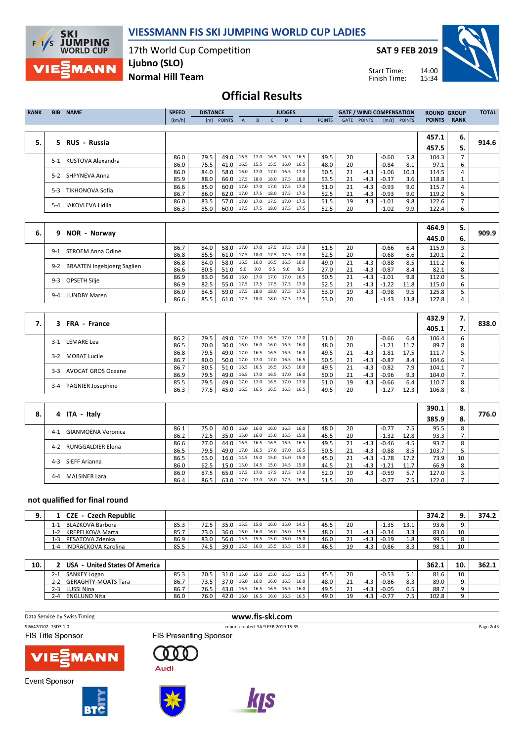# VIESSMANN FIS SKI JUMPING WORLD CUP LADIES

17th World Cup Competition
Ljubno (SLO)
Normal Hill Team

SAT 9 FEB 2019

Start Time: 14:00
Finish Time: 15:34

## Official Results

| RANK | BIB | NAME | SPEED [km/h] | DISTANCE [m] | DISTANCE POINTS | A | B | C | D | E | JUDGES POINTS | GATE | GATE POINTS | WIND [m/s] | WIND POINTS | ROUND POINTS | GROUP RANK | TOTAL |
|---|---|---|---|---|---|---|---|---|---|---|---|---|---|---|---|---|---|---|
| 5. | 5 | RUS - Russia | | | | | | | | | | | | | | 457.1 | 6. | 914.6 |
| | | | | | | | | | | | | | | | | 457.5 | 5. | |
| | 5-1 | KUSTOVA Alexandra | 86.0 | 79.5 | 49.0 | 16.5 | 17.0 | 16.5 | 16.5 | 16.5 | 49.5 | 20 | | -0.60 | 5.8 | 104.3 | 7. | |
| | | | 86.0 | 75.5 | 41.0 | 16.5 | 15.5 | 15.5 | 16.0 | 16.5 | 48.0 | 20 | | -0.84 | 8.1 | 97.1 | 6. | |
| | 5-2 | SHPYNEVA Anna | 86.0 | 84.0 | 58.0 | 16.0 | 17.0 | 17.0 | 16.5 | 17.0 | 50.5 | 21 | -4.3 | -1.06 | 10.3 | 114.5 | 4. | |
| | | | 85.9 | 88.0 | 66.0 | 17.5 | 18.0 | 18.0 | 17.5 | 18.0 | 53.5 | 21 | -4.3 | -0.37 | 3.6 | 118.8 | 1. | |
| | 5-3 | TIKHONOVA Sofia | 86.6 | 85.0 | 60.0 | 17.0 | 17.0 | 17.0 | 17.5 | 17.0 | 51.0 | 21 | -4.3 | -0.93 | 9.0 | 115.7 | 4. | |
| | | | 86.7 | 86.0 | 62.0 | 17.0 | 17.5 | 18.0 | 17.5 | 17.5 | 52.5 | 21 | -4.3 | -0.93 | 9.0 | 119.2 | 5. | |
| | 5-4 | IAKOVLEVA Lidiia | 86.0 | 83.5 | 57.0 | 17.0 | 17.0 | 17.5 | 17.0 | 17.5 | 51.5 | 19 | 4.3 | -1.01 | 9.8 | 122.6 | 7. | |
| | | | 86.3 | 85.0 | 60.0 | 17.5 | 17.5 | 18.0 | 17.5 | 17.5 | 52.5 | 20 | | -1.02 | 9.9 | 122.4 | 6. | |
| 6. | 9 | NOR - Norway | | | | | | | | | | | | | | 464.9 | 5. | 909.9 |
| | | | | | | | | | | | | | | | | 445.0 | 6. | |
| | 9-1 | STROEM Anna Odine | 86.7 | 84.0 | 58.0 | 17.0 | 17.0 | 17.5 | 17.5 | 17.0 | 51.5 | 20 | | -0.66 | 6.4 | 115.9 | 3. | |
| | | | 86.8 | 85.5 | 61.0 | 17.5 | 18.0 | 17.5 | 17.5 | 17.0 | 52.5 | 20 | | -0.68 | 6.6 | 120.1 | 2. | |
| | 9-2 | BRAATEN Ingebjoerg Saglien | 86.8 | 84.0 | 58.0 | 16.5 | 16.0 | 16.5 | 16.5 | 16.0 | 49.0 | 21 | -4.3 | -0.88 | 8.5 | 111.2 | 6. | |
| | | | 86.6 | 80.5 | 51.0 | 9.0 | 9.0 | 9.5 | 9.0 | 8.5 | 27.0 | 21 | -4.3 | -0.87 | 8.4 | 82.1 | 8. | |
| | 9-3 | OPSETH Silje | 86.9 | 83.0 | 56.0 | 16.0 | 17.0 | 17.0 | 17.0 | 16.5 | 50.5 | 21 | -4.3 | -1.01 | 9.8 | 112.0 | 5. | |
| | | | 86.9 | 82.5 | 55.0 | 17.5 | 17.5 | 17.5 | 17.5 | 17.0 | 52.5 | 21 | -4.3 | -1.22 | 11.8 | 115.0 | 6. | |
| | 9-4 | LUNDBY Maren | 86.0 | 84.5 | 59.0 | 17.5 | 18.0 | 18.0 | 17.5 | 17.5 | 53.0 | 19 | 4.3 | -0.98 | 9.5 | 125.8 | 5. | |
| | | | 86.6 | 85.5 | 61.0 | 17.5 | 18.0 | 18.0 | 17.5 | 17.5 | 53.0 | 20 | | -1.43 | 13.8 | 127.8 | 4. | |
| 7. | 3 | FRA - France | | | | | | | | | | | | | | 432.9 | 7. | 838.0 |
| | | | | | | | | | | | | | | | | 405.1 | 7. | |
| | 3-1 | LEMARE Lea | 86.2 | 79.5 | 49.0 | 17.0 | 17.0 | 16.5 | 17.0 | 17.0 | 51.0 | 20 | | -0.66 | 6.4 | 106.4 | 6. | |
| | | | 86.5 | 70.0 | 30.0 | 16.0 | 16.0 | 16.0 | 16.5 | 16.0 | 48.0 | 20 | | -1.21 | 11.7 | 89.7 | 8. | |
| | 3-2 | MORAT Lucile | 86.8 | 79.5 | 49.0 | 17.0 | 16.5 | 16.5 | 16.5 | 16.0 | 49.5 | 21 | -4.3 | -1.81 | 17.5 | 111.7 | 5. | |
| | | | 86.7 | 80.0 | 50.0 | 17.0 | 17.0 | 17.0 | 16.5 | 16.5 | 50.5 | 21 | -4.3 | -0.87 | 8.4 | 104.6 | 4. | |
| | 3-3 | AVOCAT GROS Oceane | 86.7 | 80.5 | 51.0 | 16.5 | 16.5 | 16.5 | 16.5 | 16.0 | 49.5 | 21 | -4.3 | -0.82 | 7.9 | 104.1 | 7. | |
| | | | 86.9 | 79.5 | 49.0 | 16.5 | 17.0 | 16.5 | 17.0 | 16.0 | 50.0 | 21 | -4.3 | -0.96 | 9.3 | 104.0 | 7. | |
| | 3-4 | PAGNIER Josephine | 85.5 | 79.5 | 49.0 | 17.0 | 17.0 | 16.5 | 17.0 | 17.0 | 51.0 | 19 | 4.3 | -0.66 | 6.4 | 110.7 | 8. | |
| | | | 86.3 | 77.5 | 45.0 | 16.5 | 16.5 | 16.5 | 16.5 | 16.5 | 49.5 | 20 | | -1.27 | 12.3 | 106.8 | 8. | |
| 8. | 4 | ITA - Italy | | | | | | | | | | | | | | 390.1 | 8. | 776.0 |
| | | | | | | | | | | | | | | | | 385.9 | 8. | |
| | 4-1 | GIANMOENA Veronica | 86.1 | 75.0 | 40.0 | 16.0 | 16.0 | 16.0 | 16.5 | 16.0 | 48.0 | 20 | | -0.77 | 7.5 | 95.5 | 8. | |
| | | | 86.2 | 72.5 | 35.0 | 15.0 | 16.0 | 15.0 | 15.5 | 15.0 | 45.5 | 20 | | -1.32 | 12.8 | 93.3 | 7. | |
| | 4-2 | RUNGGALDIER Elena | 86.6 | 77.0 | 44.0 | 16.5 | 16.5 | 16.5 | 16.5 | 16.5 | 49.5 | 21 | -4.3 | -0.46 | 4.5 | 93.7 | 8. | |
| | | | 86.5 | 79.5 | 49.0 | 17.0 | 16.5 | 17.0 | 17.0 | 16.5 | 50.5 | 21 | -4.3 | -0.88 | 8.5 | 103.7 | 5. | |
| | 4-3 | SIEFF Arianna | 86.5 | 63.0 | 16.0 | 14.5 | 15.0 | 15.0 | 15.0 | 15.0 | 45.0 | 21 | -4.3 | -1.78 | 17.2 | 73.9 | 10. | |
| | | | 86.0 | 62.5 | 15.0 | 15.0 | 14.5 | 15.0 | 14.5 | 15.0 | 44.5 | 21 | -4.3 | -1.21 | 11.7 | 66.9 | 8. | |
| | 4-4 | MALSINER Lara | 86.0 | 87.5 | 65.0 | 17.5 | 17.0 | 17.5 | 17.5 | 17.0 | 52.0 | 19 | 4.3 | -0.59 | 5.7 | 127.0 | 3. | |
| | | | 86.4 | 86.5 | 63.0 | 17.0 | 17.0 | 18.0 | 17.5 | 16.5 | 51.5 | 20 | | -0.77 | 7.5 | 122.0 | 7. | |

### not qualified for final round

| RANK | BIB | NAME | SPEED [km/h] | DISTANCE [m] | DISTANCE POINTS | A | B | C | D | E | JUDGES POINTS | GATE | GATE POINTS | WIND [m/s] | WIND POINTS | ROUND POINTS | GROUP RANK | TOTAL |
|---|---|---|---|---|---|---|---|---|---|---|---|---|---|---|---|---|---|---|
| 9. | 1 | CZE - Czech Republic | | | | | | | | | | | | | | 374.2 | 9. | 374.2 |
| | 1-1 | BLAZKOVA Barbora | 85.3 | 72.5 | 35.0 | 15.5 | 15.0 | 16.0 | 15.0 | 14.5 | 45.5 | 20 | | -1.35 | 13.1 | 93.6 | 9. | |
| | 1-2 | KREPELKOVA Marta | 85.7 | 73.0 | 36.0 | 16.0 | 16.0 | 16.0 | 16.0 | 15.5 | 48.0 | 21 | -4.3 | -0.34 | 3.3 | 83.0 | 10. | |
| | 1-3 | PESATOVA Zdenka | 86.9 | 83.0 | 56.0 | 15.5 | 15.5 | 15.0 | 16.0 | 15.0 | 46.0 | 21 | -4.3 | -0.19 | 1.8 | 99.5 | 8. | |
| | 1-4 | INDRACKOVA Karolina | 85.5 | 74.5 | 39.0 | 15.5 | 16.0 | 15.5 | 15.5 | 15.0 | 46.5 | 19 | 4.3 | -0.86 | 8.3 | 98.1 | 10. | |
| 10. | 2 | USA - United States Of America | | | | | | | | | | | | | | 362.1 | 10. | 362.1 |
| | 2-1 | SANKEY Logan | 85.3 | 70.5 | 31.0 | 15.0 | 15.0 | 15.0 | 15.5 | 15.5 | 45.5 | 20 | | -0.53 | 5.1 | 81.6 | 10. | |
| | 2-2 | GERAGHTY-MOATS Tara | 86.7 | 73.5 | 37.0 | 16.0 | 16.0 | 16.0 | 16.5 | 16.0 | 48.0 | 21 | -4.3 | -0.86 | 8.3 | 89.0 | 9. | |
| | 2-3 | LUSSI Nina | 86.7 | 76.5 | 43.0 | 16.5 | 16.5 | 16.5 | 16.5 | 16.0 | 49.5 | 21 | -4.3 | -0.05 | 0.5 | 88.7 | 9. | |
| | 2-4 | ENGLUND Nita | 86.0 | 76.0 | 42.0 | 16.0 | 16.5 | 16.0 | 16.5 | 16.5 | 49.0 | 19 | 4.3 | -0.77 | 7.5 | 102.8 | 9. | |

Data Service by Swiss Timing

www.fis-ski.com

SJW470102_73D3 1.0

report created SA 9 FEB 2019 15:35

FIS Title Sponsor

FIS Presenting Sponsor

Event Sponsor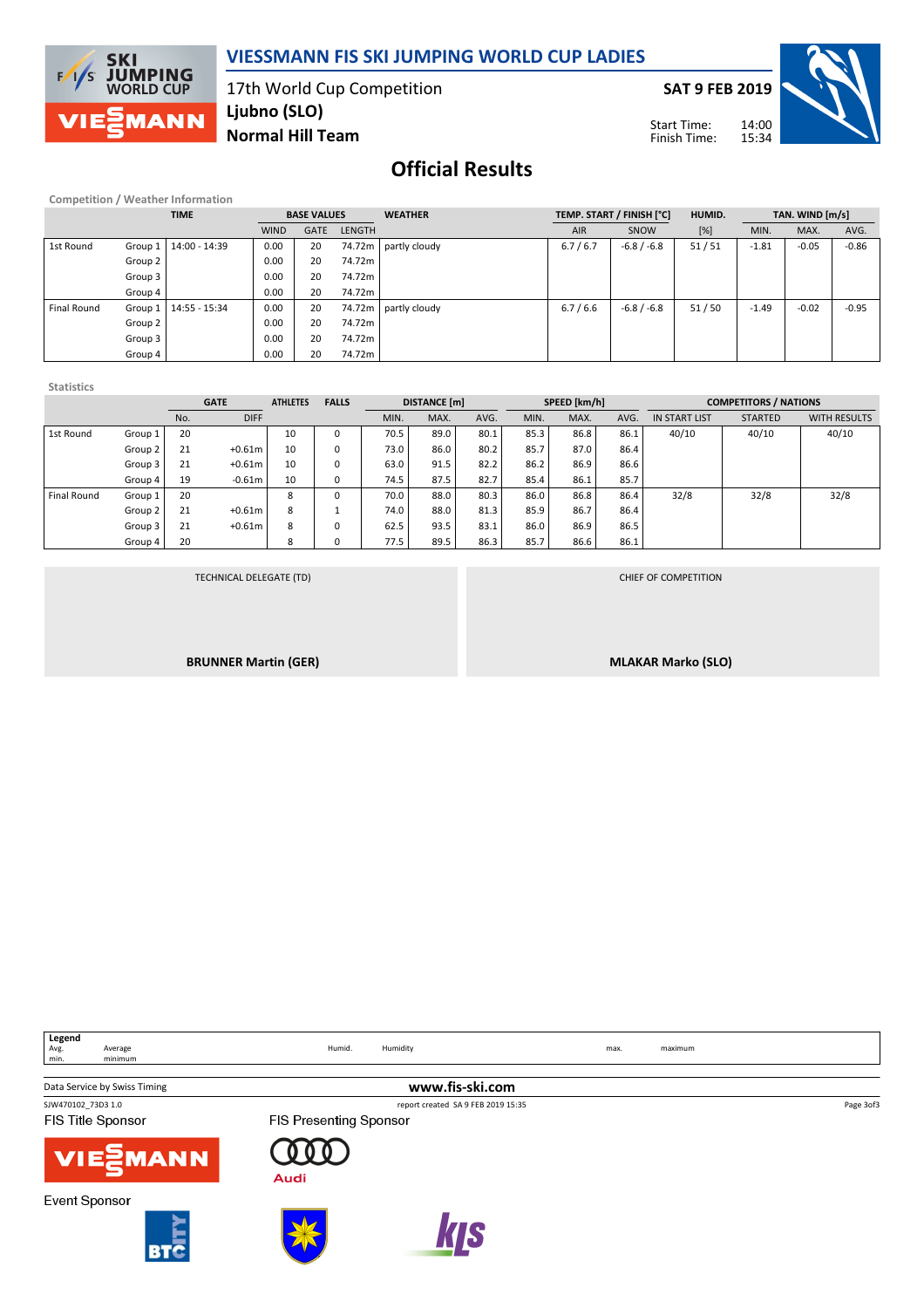# VIESSMANN FIS SKI JUMPING WORLD CUP LADIES

17th World Cup Competition

**Ljubno (SLO)**

**Normal Hill Team**

**SAT 9 FEB 2019**

Start Time: 14:00
Finish Time: 15:34

## Official Results

### Competition / Weather Information

| | | TIME | BASE VALUES | | | WEATHER | TEMP. START / FINISH [°C] | | HUMID. | TAN. WIND [m/s] | | |
|---|---|---|---|---|---|---|---|---|---|---|---|---|
| | | | WIND | GATE | LENGTH | | AIR | SNOW | [%] | MIN. | MAX. | AVG. |
| 1st Round | Group 1 | 14:00 - 14:39 | 0.00 | 20 | 74.72m | partly cloudy | 6.7 / 6.7 | -6.8 / -6.8 | 51 / 51 | -1.81 | -0.05 | -0.86 |
| | Group 2 | | 0.00 | 20 | 74.72m | | | | | | | |
| | Group 3 | | 0.00 | 20 | 74.72m | | | | | | | |
| | Group 4 | | 0.00 | 20 | 74.72m | | | | | | | |
| Final Round | Group 1 | 14:55 - 15:34 | 0.00 | 20 | 74.72m | partly cloudy | 6.7 / 6.6 | -6.8 / -6.8 | 51 / 50 | -1.49 | -0.02 | -0.95 |
| | Group 2 | | 0.00 | 20 | 74.72m | | | | | | | |
| | Group 3 | | 0.00 | 20 | 74.72m | | | | | | | |
| | Group 4 | | 0.00 | 20 | 74.72m | | | | | | | |

### Statistics

| | | GATE | | ATHLETES | FALLS | DISTANCE [m] | | | SPEED [km/h] | | | COMPETITORS / NATIONS | | |
|---|---|---|---|---|---|---|---|---|---|---|---|---|---|---|
| | | No. | DIFF | | | MIN. | MAX. | AVG. | MIN. | MAX. | AVG. | IN START LIST | STARTED | WITH RESULTS |
| 1st Round | Group 1 | 20 | | 10 | 0 | 70.5 | 89.0 | 80.1 | 85.3 | 86.8 | 86.1 | 40/10 | 40/10 | 40/10 |
| | Group 2 | 21 | +0.61m | 10 | 0 | 73.0 | 86.0 | 80.2 | 85.7 | 87.0 | 86.4 | | | |
| | Group 3 | 21 | +0.61m | 10 | 0 | 63.0 | 91.5 | 82.2 | 86.2 | 86.9 | 86.6 | | | |
| | Group 4 | 19 | -0.61m | 10 | 0 | 74.5 | 87.5 | 82.7 | 85.4 | 86.1 | 85.7 | | | |
| Final Round | Group 1 | 20 | | 8 | 0 | 70.0 | 88.0 | 80.3 | 86.0 | 86.8 | 86.4 | 32/8 | 32/8 | 32/8 |
| | Group 2 | 21 | +0.61m | 8 | 1 | 74.0 | 88.0 | 81.3 | 85.9 | 86.7 | 86.4 | | | |
| | Group 3 | 21 | +0.61m | 8 | 0 | 62.5 | 93.5 | 83.1 | 86.0 | 86.9 | 86.5 | | | |
| | Group 4 | 20 | | 8 | 0 | 77.5 | 89.5 | 86.3 | 85.7 | 86.6 | 86.1 | | | |

TECHNICAL DELEGATE (TD)

**BRUNNER Martin (GER)**

CHIEF OF COMPETITION

**MLAKAR Marko (SLO)**

**Legend**
Avg. Average
min. minimum
Humid. Humidity
max. maximum

Data Service by Swiss Timing

www.fis-ski.com

SJW470102_73D3 1.0

report created SA 9 FEB 2019 15:35

FIS Title Sponsor

FIS Presenting Sponsor

Event Sponsor